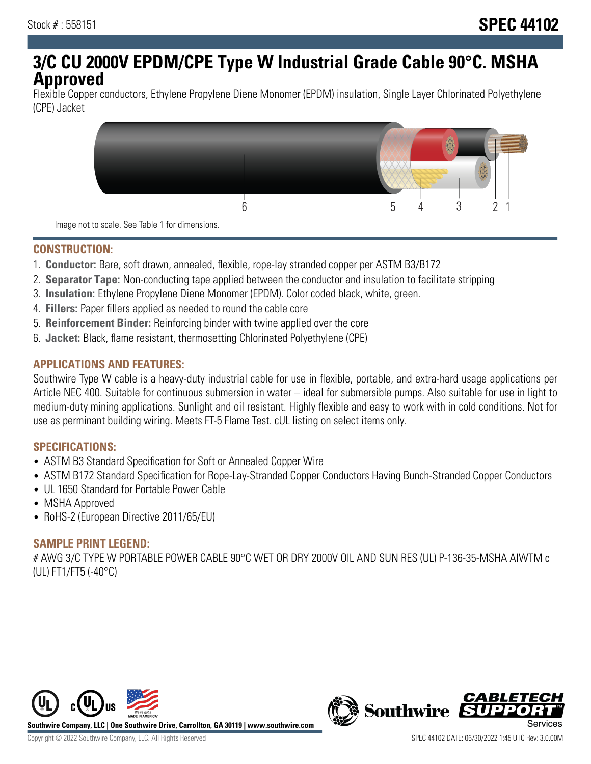Stock # : 558151

# SPEC 44102

## 3/C CU 2000V EPDM/CPE Type W Industrial Grade Cable 90°C. MSHA Approved

Flexible Copper conductors, Ethylene Propylene Diene Monomer (EPDM) insulation, Single Layer Chlorinated Polyethylene (CPE) Jacket

6 5 4 3 2 1

Image not to scale. See Table 1 for dimensions.

### CONSTRUCTION:

1. **Conductor:** Bare, soft drawn, annealed, flexible, rope-lay stranded copper per ASTM B3/B172
2. **Separator Tape:** Non-conducting tape applied between the conductor and insulation to facilitate stripping
3. **Insulation:** Ethylene Propylene Diene Monomer (EPDM). Color coded black, white, green.
4. **Fillers:** Paper fillers applied as needed to round the cable core
5. **Reinforcement Binder:** Reinforcing binder with twine applied over the core
6. **Jacket:** Black, flame resistant, thermosetting Chlorinated Polyethylene (CPE)

### APPLICATIONS AND FEATURES:

Southwire Type W cable is a heavy-duty industrial cable for use in flexible, portable, and extra-hard usage applications per Article NEC 400. Suitable for continuous submersion in water – ideal for submersible pumps. Also suitable for use in light to medium-duty mining applications. Sunlight and oil resistant. Highly flexible and easy to work with in cold conditions. Not for use as perminant building wiring. Meets FT-5 Flame Test. cUL listing on select items only.

### SPECIFICATIONS:

- ASTM B3 Standard Specification for Soft or Annealed Copper Wire
- ASTM B172 Standard Specification for Rope-Lay-Stranded Copper Conductors Having Bunch-Stranded Copper Conductors
- UL 1650 Standard for Portable Power Cable
- MSHA Approved
- RoHS-2 (European Directive 2011/65/EU)

### SAMPLE PRINT LEGEND:

# AWG 3/C TYPE W PORTABLE POWER CABLE 90°C WET OR DRY 2000V OIL AND SUN RES (UL) P-136-35-MSHA AIWTM c (UL) FT1/FT5 (-40°C)

Southwire Company, LLC | One Southwire Drive, Carrollton, GA 30119 | www.southwire.com

Copyright © 2022 Southwire Company, LLC. All Rights Reserved

SPEC 44102 DATE: 06/30/2022 1:45 UTC Rev: 3.0.00M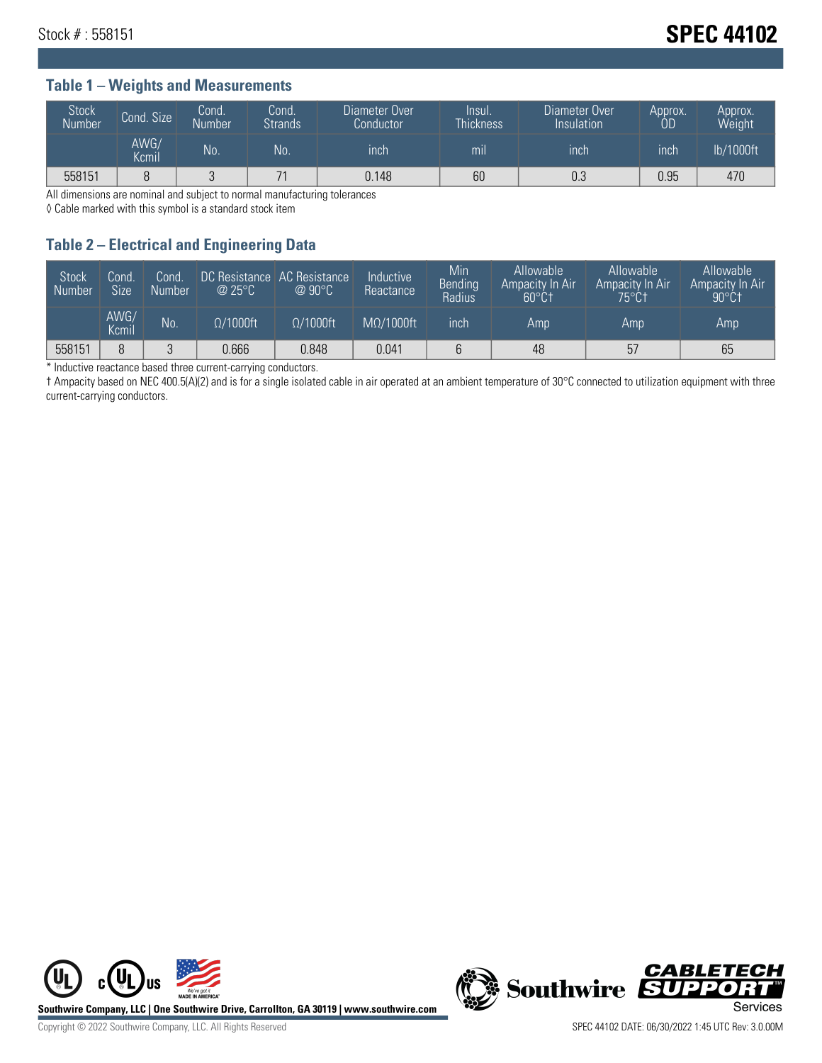Stock # : 558151

# SPEC 44102

## Table 1 – Weights and Measurements

| Stock Number | Cond. Size | Cond. Number | Cond. Strands | Diameter Over Conductor | Insul. Thickness | Diameter Over Insulation | Approx. OD | Approx. Weight |
|---|---|---|---|---|---|---|---|---|
| | AWG/ Kcmil | No. | No. | inch | mil | inch | inch | lb/1000ft |
| 558151 | 8 | 3 | 71 | 0.148 | 60 | 0.3 | 0.95 | 470 |

All dimensions are nominal and subject to normal manufacturing tolerances

◊ Cable marked with this symbol is a standard stock item

## Table 2 – Electrical and Engineering Data

| Stock Number | Cond. Size | Cond. Number | DC Resistance @ 25°C | AC Resistance @ 90°C | Inductive Reactance | Min Bending Radius | Allowable Ampacity In Air 60°C† | Allowable Ampacity In Air 75°C† | Allowable Ampacity In Air 90°C† |
|---|---|---|---|---|---|---|---|---|---|
| | AWG/ Kcmil | No. | Ω/1000ft | Ω/1000ft | MΩ/1000ft | inch | Amp | Amp | Amp |
| 558151 | 8 | 3 | 0.666 | 0.848 | 0.041 | 6 | 48 | 57 | 65 |

* Inductive reactance based three current-carrying conductors.

† Ampacity based on NEC 400.5(A)(2) and is for a single isolated cable in air operated at an ambient temperature of 30°C connected to utilization equipment with three current-carrying conductors.

Southwire Company, LLC | One Southwire Drive, Carrollton, GA 30119 | www.southwire.com

Copyright © 2022 Southwire Company, LLC. All Rights Reserved

SPEC 44102 DATE: 06/30/2022 1:45 UTC Rev: 3.0.00M